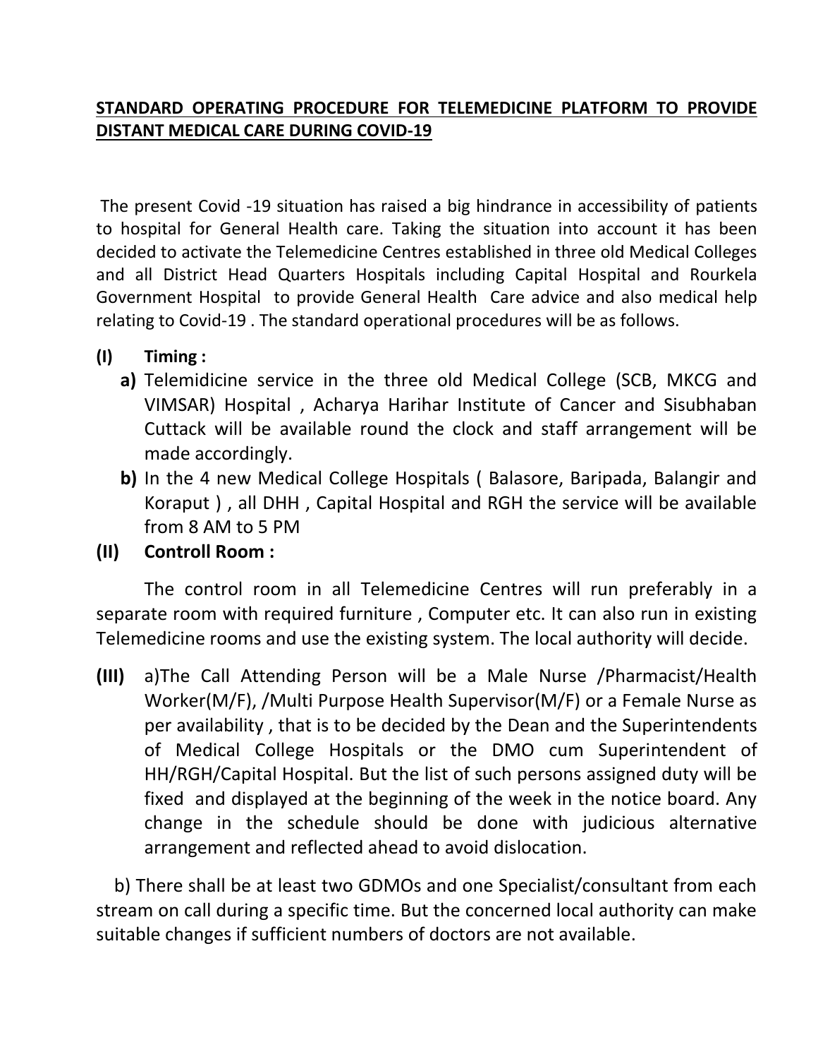# STANDARD OPERATING PROCEDURE FOR TELEMEDICINE PLATFORM TO PROVIDE DISTANT MEDICAL CARE DURING COVID-19

The present Covid -19 situation has raised a big hindrance in accessibility of patients to hospital for General Health care. Taking the situation into account it has been decided to activate the Telemedicine Centres established in three old Medical Colleges and all District Head Quarters Hospitals including Capital Hospital and Rourkela Government Hospital to provide General Health Care advice and also medical help relating to Covid-19 . The standard operational procedures will be as follows.

**(I) Timing :**

- **a)** Telemidicine service in the three old Medical College (SCB, MKCG and VIMSAR) Hospital , Acharya Harihar Institute of Cancer and Sisubhaban Cuttack will be available round the clock and staff arrangement will be made accordingly.
- **b)** In the 4 new Medical College Hospitals ( Balasore, Baripada, Balangir and Koraput ) , all DHH , Capital Hospital and RGH the service will be available from 8 AM to 5 PM

**(II) Controll Room :**

The control room in all Telemedicine Centres will run preferably in a separate room with required furniture , Computer etc. It can also run in existing Telemedicine rooms and use the existing system. The local authority will decide.

**(III)** a)The Call Attending Person will be a Male Nurse /Pharmacist/Health Worker(M/F), /Multi Purpose Health Supervisor(M/F) or a Female Nurse as per availability , that is to be decided by the Dean and the Superintendents of Medical College Hospitals or the DMO cum Superintendent of HH/RGH/Capital Hospital. But the list of such persons assigned duty will be fixed and displayed at the beginning of the week in the notice board. Any change in the schedule should be done with judicious alternative arrangement and reflected ahead to avoid dislocation.

b) There shall be at least two GDMOs and one Specialist/consultant from each stream on call during a specific time. But the concerned local authority can make suitable changes if sufficient numbers of doctors are not available.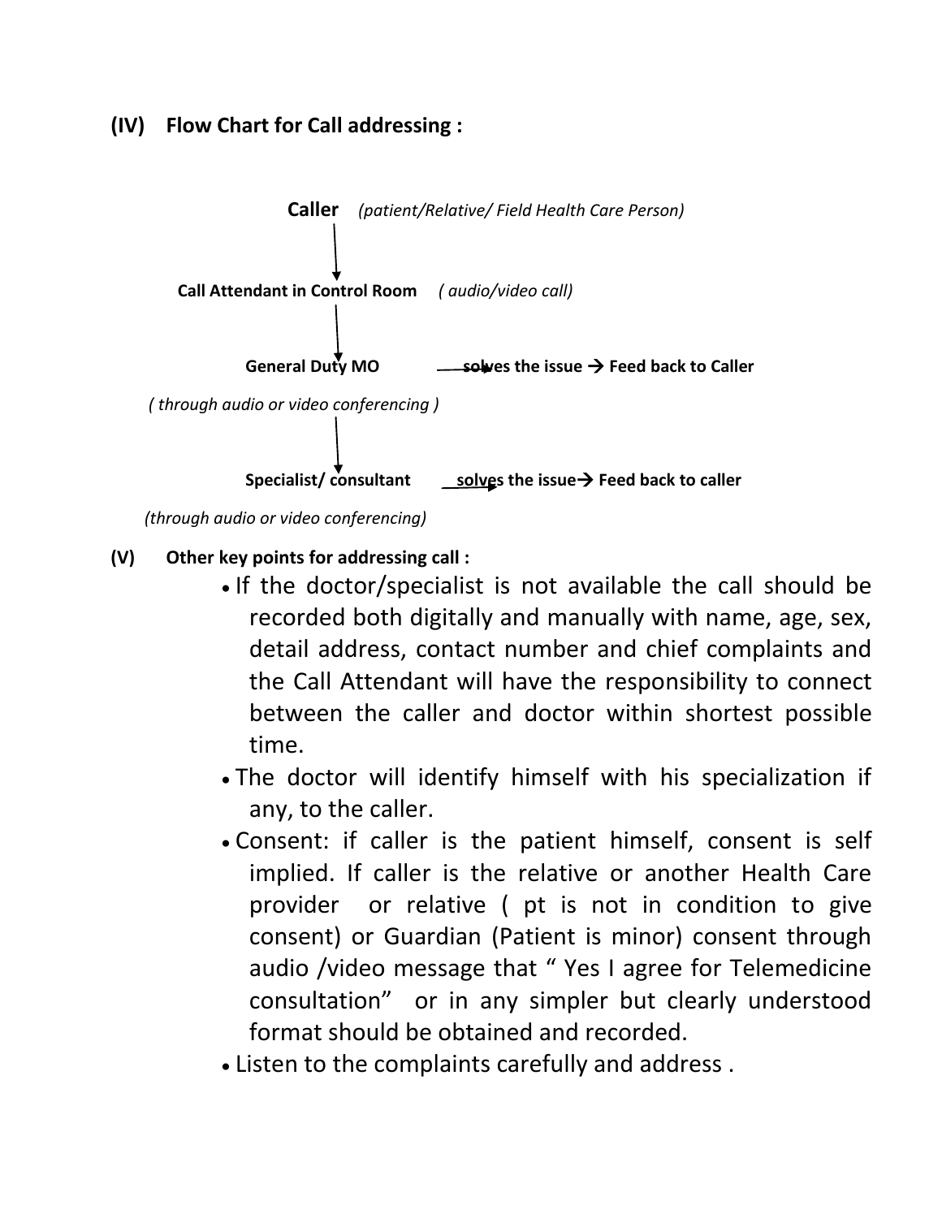**(IV) Flow Chart for Call addressing :**

**Caller** *(patient/Relative/ Field Health Care Person)*

↓

**Call Attendant in Control Room** *( audio/video call)*

↓

**General Duty MO** → **solves the issue → Feed back to Caller**

*( through audio or video conferencing )*

↓

**Specialist/ consultant** → **solves the issue→ Feed back to caller**

*(through audio or video conferencing)*

**(V) Other key points for addressing call :**

- If the doctor/specialist is not available the call should be recorded both digitally and manually with name, age, sex, detail address, contact number and chief complaints and the Call Attendant will have the responsibility to connect between the caller and doctor within shortest possible time.
- The doctor will identify himself with his specialization if any, to the caller.
- Consent: if caller is the patient himself, consent is self implied. If caller is the relative or another Health Care provider or relative ( pt is not in condition to give consent) or Guardian (Patient is minor) consent through audio /video message that " Yes I agree for Telemedicine consultation" or in any simpler but clearly understood format should be obtained and recorded.
- Listen to the complaints carefully and address .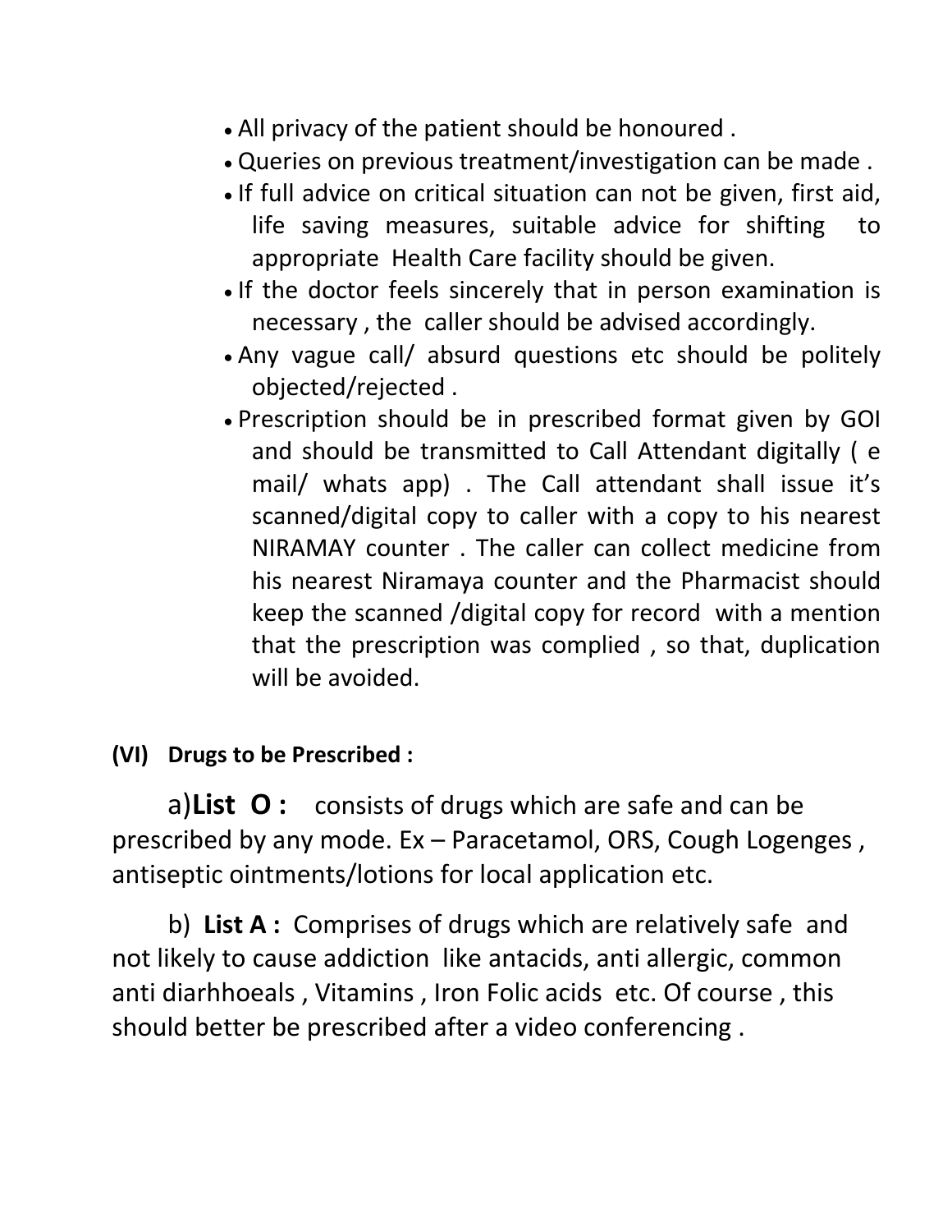- All privacy of the patient should be honoured .
- Queries on previous treatment/investigation can be made .
- If full advice on critical situation can not be given, first aid, life saving measures, suitable advice for shifting to appropriate Health Care facility should be given.
- If the doctor feels sincerely that in person examination is necessary , the caller should be advised accordingly.
- Any vague call/ absurd questions etc should be politely objected/rejected .
- Prescription should be in prescribed format given by GOI and should be transmitted to Call Attendant digitally ( e mail/ whats app) . The Call attendant shall issue it's scanned/digital copy to caller with a copy to his nearest NIRAMAY counter . The caller can collect medicine from his nearest Niramaya counter and the Pharmacist should keep the scanned /digital copy for record with a mention that the prescription was complied , so that, duplication will be avoided.

**(VI) Drugs to be Prescribed :**

a)**List O :** consists of drugs which are safe and can be prescribed by any mode. Ex – Paracetamol, ORS, Cough Logenges , antiseptic ointments/lotions for local application etc.

b) **List A :** Comprises of drugs which are relatively safe and not likely to cause addiction like antacids, anti allergic, common anti diarhhoeals , Vitamins , Iron Folic acids etc. Of course , this should better be prescribed after a video conferencing .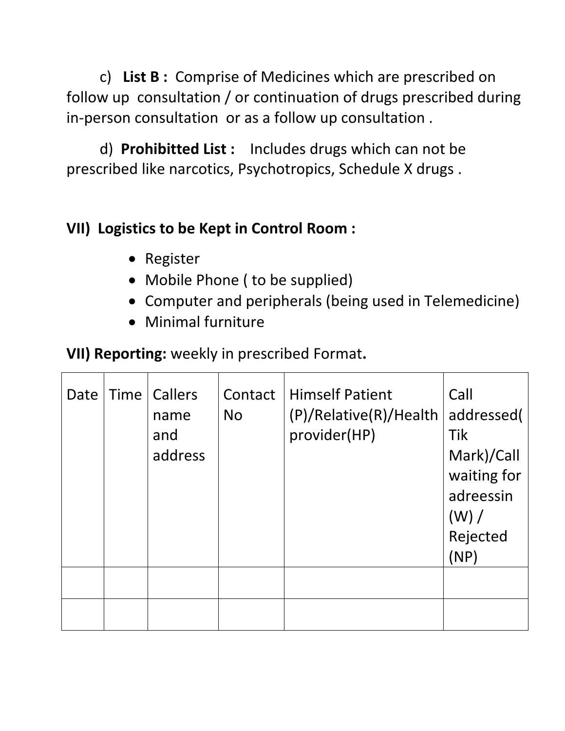c) **List B :** Comprise of Medicines which are prescribed on follow up consultation / or continuation of drugs prescribed during in-person consultation or as a follow up consultation .

d) **Prohibitted List :** Includes drugs which can not be prescribed like narcotics, Psychotropics, Schedule X drugs .

## VII) Logistics to be Kept in Control Room :

- Register
- Mobile Phone ( to be supplied)
- Computer and peripherals (being used in Telemedicine)
- Minimal furniture

**VII) Reporting:** weekly in prescribed Format**.**

| Date | Time | Callers name and address | Contact No | Himself Patient (P)/Relative(R)/Health provider(HP) | Call addressed( Tik Mark)/Call waiting for adreessin (W) / Rejected (NP) |
|---|---|---|---|---|---|
| | | | | | |
| | | | | | |